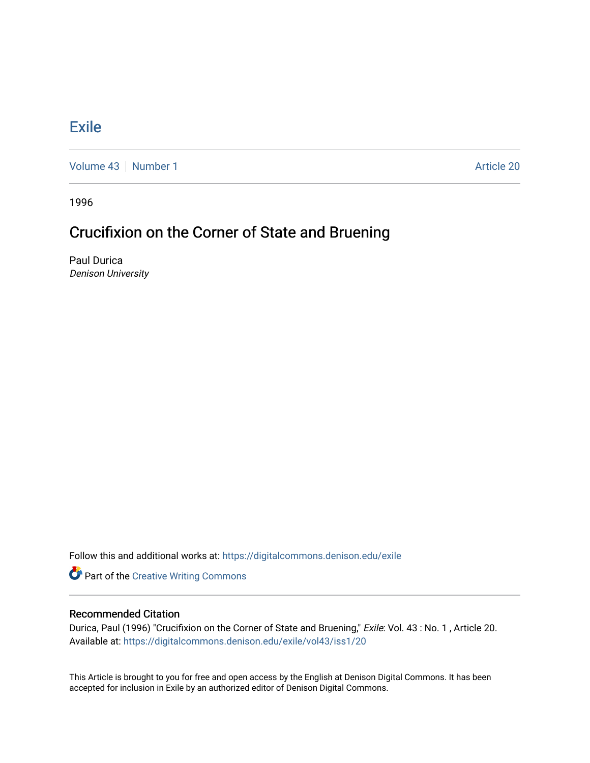# Exile

Volume 43 | Number 1 | Article 20

1996

## Crucifixion on the Corner of State and Bruening

Paul Durica
*Denison University*

Follow this and additional works at: https://digitalcommons.denison.edu/exile

Part of the Creative Writing Commons

### Recommended Citation

Durica, Paul (1996) "Crucifixion on the Corner of State and Bruening," *Exile*: Vol. 43 : No. 1 , Article 20.
Available at: https://digitalcommons.denison.edu/exile/vol43/iss1/20

This Article is brought to you for free and open access by the English at Denison Digital Commons. It has been accepted for inclusion in Exile by an authorized editor of Denison Digital Commons.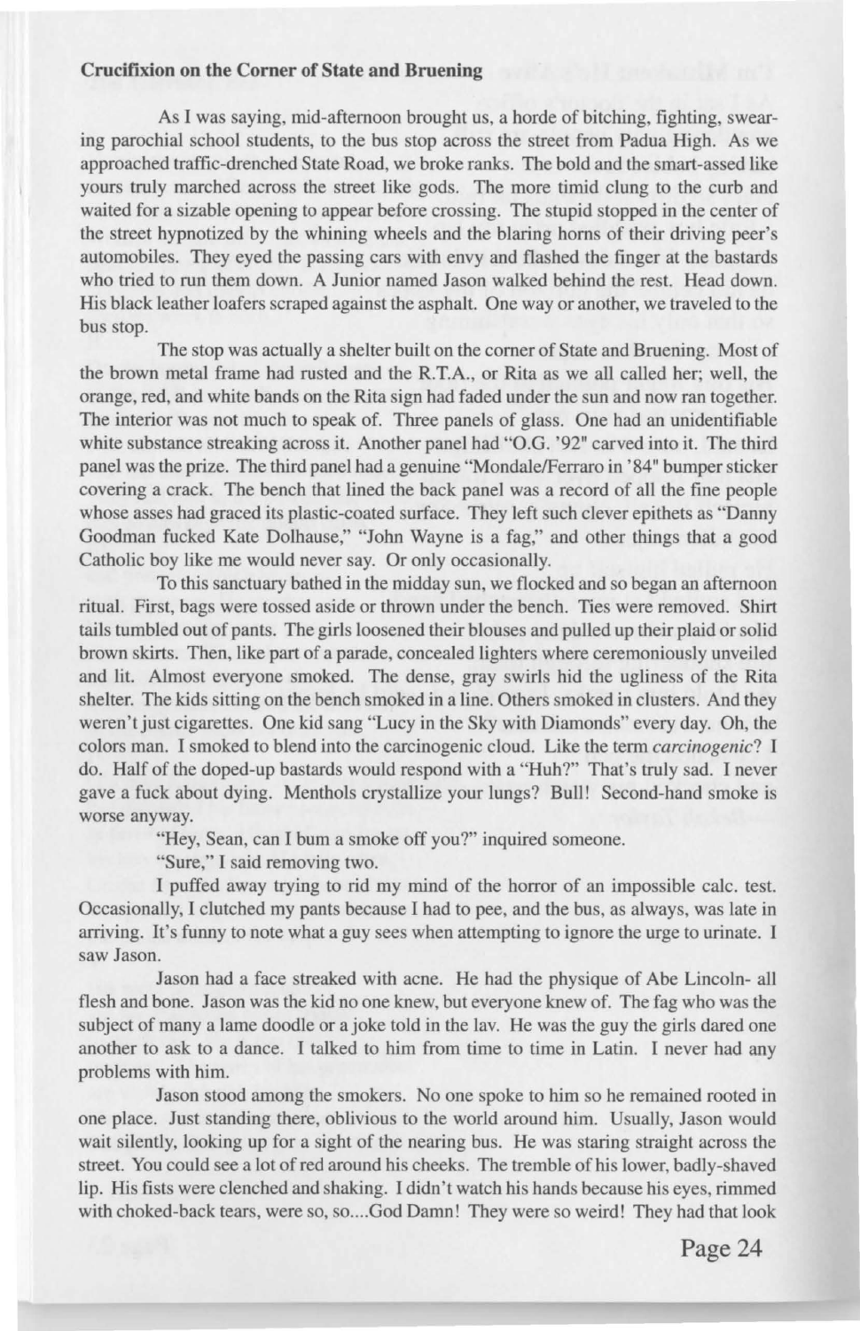**Crucifixion on the Corner of State and Bruening**

As I was saying, mid-afternoon brought us, a horde of bitching, fighting, swearing parochial school students, to the bus stop across the street from Padua High. As we approached traffic-drenched State Road, we broke ranks. The bold and the smart-assed like yours truly marched across the street like gods. The more timid clung to the curb and waited for a sizable opening to appear before crossing. The stupid stopped in the center of the street hypnotized by the whining wheels and the blaring horns of their driving peer's automobiles. They eyed the passing cars with envy and flashed the finger at the bastards who tried to run them down. A Junior named Jason walked behind the rest. Head down. His black leather loafers scraped against the asphalt. One way or another, we traveled to the bus stop.

The stop was actually a shelter built on the corner of State and Bruening. Most of the brown metal frame had rusted and the R.T.A., or Rita as we all called her; well, the orange, red, and white bands on the Rita sign had faded under the sun and now ran together. The interior was not much to speak of. Three panels of glass. One had an unidentifiable white substance streaking across it. Another panel had "O.G. '92" carved into it. The third panel was the prize. The third panel had a genuine "Mondale/Ferraro in '84" bumper sticker covering a crack. The bench that lined the back panel was a record of all the fine people whose asses had graced its plastic-coated surface. They left such clever epithets as "Danny Goodman fucked Kate Dolhause," "John Wayne is a fag," and other things that a good Catholic boy like me would never say. Or only occasionally.

To this sanctuary bathed in the midday sun, we flocked and so began an afternoon ritual. First, bags were tossed aside or thrown under the bench. Ties were removed. Shirt tails tumbled out of pants. The girls loosened their blouses and pulled up their plaid or solid brown skirts. Then, like part of a parade, concealed lighters where ceremoniously unveiled and lit. Almost everyone smoked. The dense, gray swirls hid the ugliness of the Rita shelter. The kids sitting on the bench smoked in a line. Others smoked in clusters. And they weren't just cigarettes. One kid sang "Lucy in the Sky with Diamonds" every day. Oh, the colors man. I smoked to blend into the carcinogenic cloud. Like the term *carcinogenic*? I do. Half of the doped-up bastards would respond with a "Huh?" That's truly sad. I never gave a fuck about dying. Menthols crystallize your lungs? Bull! Second-hand smoke is worse anyway.

"Hey, Sean, can I bum a smoke off you?" inquired someone.

"Sure," I said removing two.

I puffed away trying to rid my mind of the horror of an impossible calc. test. Occasionally, I clutched my pants because I had to pee, and the bus, as always, was late in arriving. It's funny to note what a guy sees when attempting to ignore the urge to urinate. I saw Jason.

Jason had a face streaked with acne. He had the physique of Abe Lincoln- all flesh and bone. Jason was the kid no one knew, but everyone knew of. The fag who was the subject of many a lame doodle or a joke told in the lav. He was the guy the girls dared one another to ask to a dance. I talked to him from time to time in Latin. I never had any problems with him.

Jason stood among the smokers. No one spoke to him so he remained rooted in one place. Just standing there, oblivious to the world around him. Usually, Jason would wait silently, looking up for a sight of the nearing bus. He was staring straight across the street. You could see a lot of red around his cheeks. The tremble of his lower, badly-shaved lip. His fists were clenched and shaking. I didn't watch his hands because his eyes, rimmed with choked-back tears, were so, so....God Damn! They were so weird! They had that look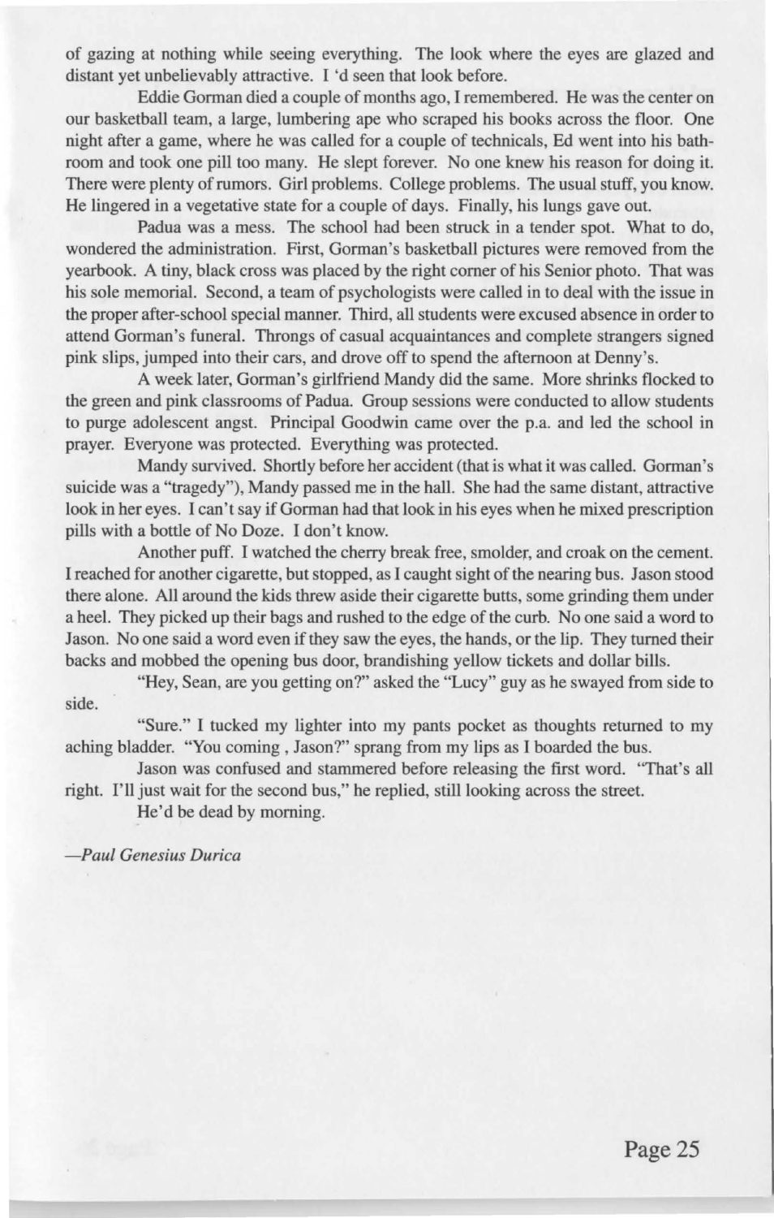of gazing at nothing while seeing everything. The look where the eyes are glazed and distant yet unbelievably attractive. I 'd seen that look before.

Eddie Gorman died a couple of months ago, I remembered. He was the center on our basketball team, a large, lumbering ape who scraped his books across the floor. One night after a game, where he was called for a couple of technicals, Ed went into his bathroom and took one pill too many. He slept forever. No one knew his reason for doing it. There were plenty of rumors. Girl problems. College problems. The usual stuff, you know. He lingered in a vegetative state for a couple of days. Finally, his lungs gave out.

Padua was a mess. The school had been struck in a tender spot. What to do, wondered the administration. First, Gorman's basketball pictures were removed from the yearbook. A tiny, black cross was placed by the right corner of his Senior photo. That was his sole memorial. Second, a team of psychologists were called in to deal with the issue in the proper after-school special manner. Third, all students were excused absence in order to attend Gorman's funeral. Throngs of casual acquaintances and complete strangers signed pink slips, jumped into their cars, and drove off to spend the afternoon at Denny's.

A week later, Gorman's girlfriend Mandy did the same. More shrinks flocked to the green and pink classrooms of Padua. Group sessions were conducted to allow students to purge adolescent angst. Principal Goodwin came over the p.a. and led the school in prayer. Everyone was protected. Everything was protected.

Mandy survived. Shortly before her accident (that is what it was called. Gorman's suicide was a "tragedy"), Mandy passed me in the hall. She had the same distant, attractive look in her eyes. I can't say if Gorman had that look in his eyes when he mixed prescription pills with a bottle of No Doze. I don't know.

Another puff. I watched the cherry break free, smolder, and croak on the cement. I reached for another cigarette, but stopped, as I caught sight of the nearing bus. Jason stood there alone. All around the kids threw aside their cigarette butts, some grinding them under a heel. They picked up their bags and rushed to the edge of the curb. No one said a word to Jason. No one said a word even if they saw the eyes, the hands, or the lip. They turned their backs and mobbed the opening bus door, brandishing yellow tickets and dollar bills.

"Hey, Sean, are you getting on?" asked the "Lucy" guy as he swayed from side to side.

"Sure." I tucked my lighter into my pants pocket as thoughts returned to my aching bladder. "You coming , Jason?" sprang from my lips as I boarded the bus.

Jason was confused and stammered before releasing the first word. "That's all right. I'll just wait for the second bus," he replied, still looking across the street.

He'd be dead by morning.

*—Paul Genesius Durica*